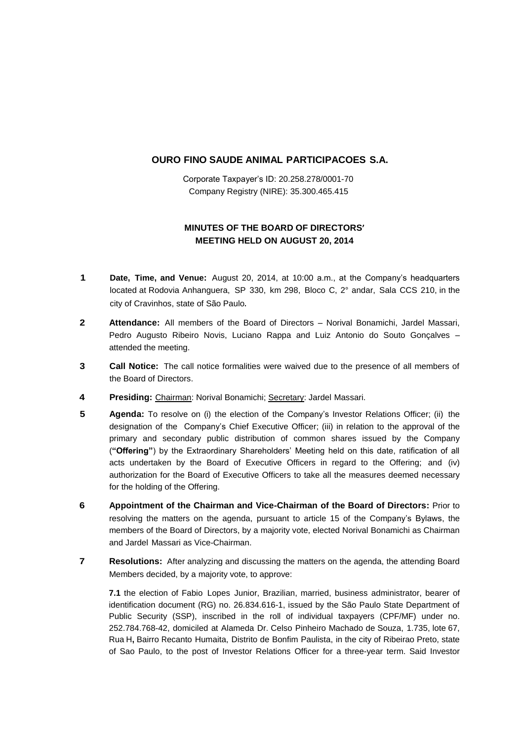# OURO FINO SAUDE ANIMAL PARTICIPACOES S.A.

Corporate Taxpayer's ID: 20.258.278/0001-70
Company Registry (NIRE): 35.300.465.415

## MINUTES OF THE BOARD OF DIRECTORS' MEETING HELD ON AUGUST 20, 2014

**1** **Date, Time, and Venue:** August 20, 2014, at 10:00 a.m., at the Company's headquarters located at Rodovia Anhanguera, SP 330, km 298, Bloco C, 2° andar, Sala CCS 210, in the city of Cravinhos, state of São Paulo.

**2** **Attendance:** All members of the Board of Directors – Norival Bonamichi, Jardel Massari, Pedro Augusto Ribeiro Novis, Luciano Rappa and Luiz Antonio do Souto Gonçalves – attended the meeting.

**3** **Call Notice:** The call notice formalities were waived due to the presence of all members of the Board of Directors.

**4** **Presiding:** Chairman: Norival Bonamichi; Secretary: Jardel Massari.

**5** **Agenda:** To resolve on (i) the election of the Company's Investor Relations Officer; (ii) the designation of the Company's Chief Executive Officer; (iii) in relation to the approval of the primary and secondary public distribution of common shares issued by the Company (**"Offering"**) by the Extraordinary Shareholders' Meeting held on this date, ratification of all acts undertaken by the Board of Executive Officers in regard to the Offering; and (iv) authorization for the Board of Executive Officers to take all the measures deemed necessary for the holding of the Offering.

**6** **Appointment of the Chairman and Vice-Chairman of the Board of Directors:** Prior to resolving the matters on the agenda, pursuant to article 15 of the Company's Bylaws, the members of the Board of Directors, by a majority vote, elected Norival Bonamichi as Chairman and Jardel Massari as Vice-Chairman.

**7** **Resolutions:** After analyzing and discussing the matters on the agenda, the attending Board Members decided, by a majority vote, to approve:

**7.1** the election of Fabio Lopes Junior, Brazilian, married, business administrator, bearer of identification document (RG) no. 26.834.616-1, issued by the São Paulo State Department of Public Security (SSP), inscribed in the roll of individual taxpayers (CPF/MF) under no. 252.784.768-42, domiciled at Alameda Dr. Celso Pinheiro Machado de Souza, 1.735, lote 67, Rua H**,** Bairro Recanto Humaita, Distrito de Bonfim Paulista, in the city of Ribeirao Preto, state of Sao Paulo, to the post of Investor Relations Officer for a three-year term. Said Investor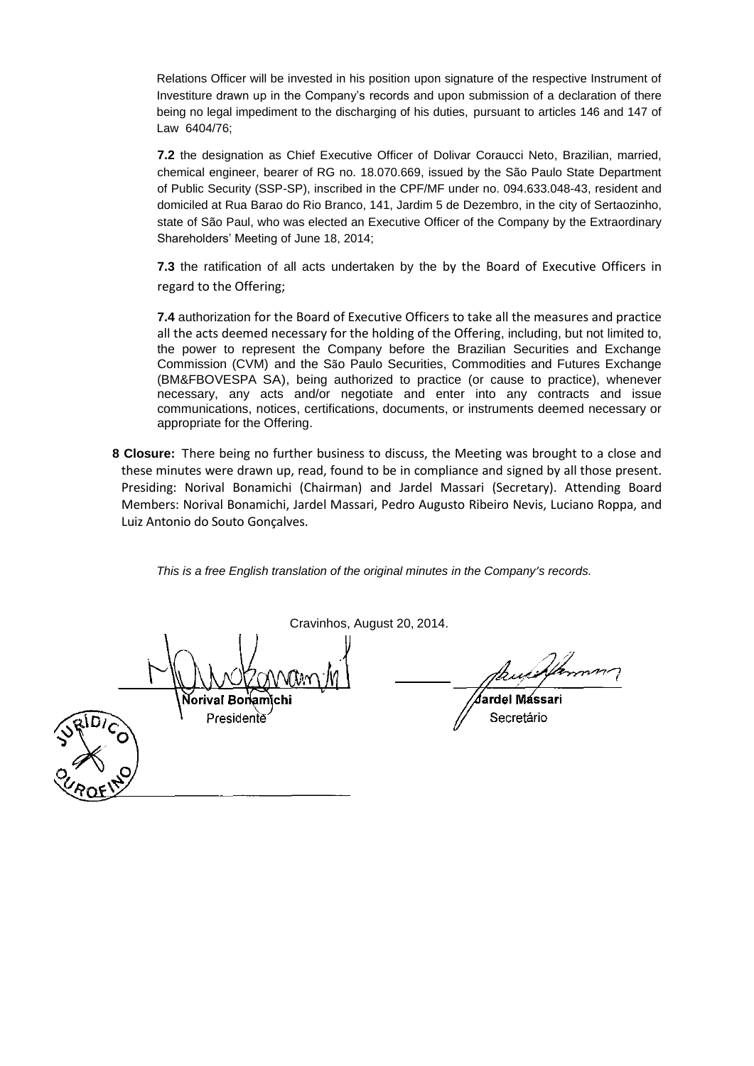Relations Officer will be invested in his position upon signature of the respective Instrument of Investiture drawn up in the Company's records and upon submission of a declaration of there being no legal impediment to the discharging of his duties, pursuant to articles 146 and 147 of Law 6404/76;

**7.2** the designation as Chief Executive Officer of Dolivar Coraucci Neto, Brazilian, married, chemical engineer, bearer of RG no. 18.070.669, issued by the São Paulo State Department of Public Security (SSP-SP), inscribed in the CPF/MF under no. 094.633.048-43, resident and domiciled at Rua Barao do Rio Branco, 141, Jardim 5 de Dezembro, in the city of Sertaozinho, state of São Paul, who was elected an Executive Officer of the Company by the Extraordinary Shareholders' Meeting of June 18, 2014;

**7.3** the ratification of all acts undertaken by the by the Board of Executive Officers in regard to the Offering;

**7.4** authorization for the Board of Executive Officers to take all the measures and practice all the acts deemed necessary for the holding of the Offering, including, but not limited to, the power to represent the Company before the Brazilian Securities and Exchange Commission (CVM) and the São Paulo Securities, Commodities and Futures Exchange (BM&FBOVESPA SA), being authorized to practice (or cause to practice), whenever necessary, any acts and/or negotiate and enter into any contracts and issue communications, notices, certifications, documents, or instruments deemed necessary or appropriate for the Offering.

**8 Closure:** There being no further business to discuss, the Meeting was brought to a close and these minutes were drawn up, read, found to be in compliance and signed by all those present. Presiding: Norival Bonamichi (Chairman) and Jardel Massari (Secretary). Attending Board Members: Norival Bonamichi, Jardel Massari, Pedro Augusto Ribeiro Nevis, Luciano Roppa, and Luiz Antonio do Souto Gonçalves.

*This is a free English translation of the original minutes in the Company's records.*

Cravinhos, August 20, 2014.

Norival Bonamichi
Presidente

Jardel Massari
Secretário

JURÍDICO OUROFINO